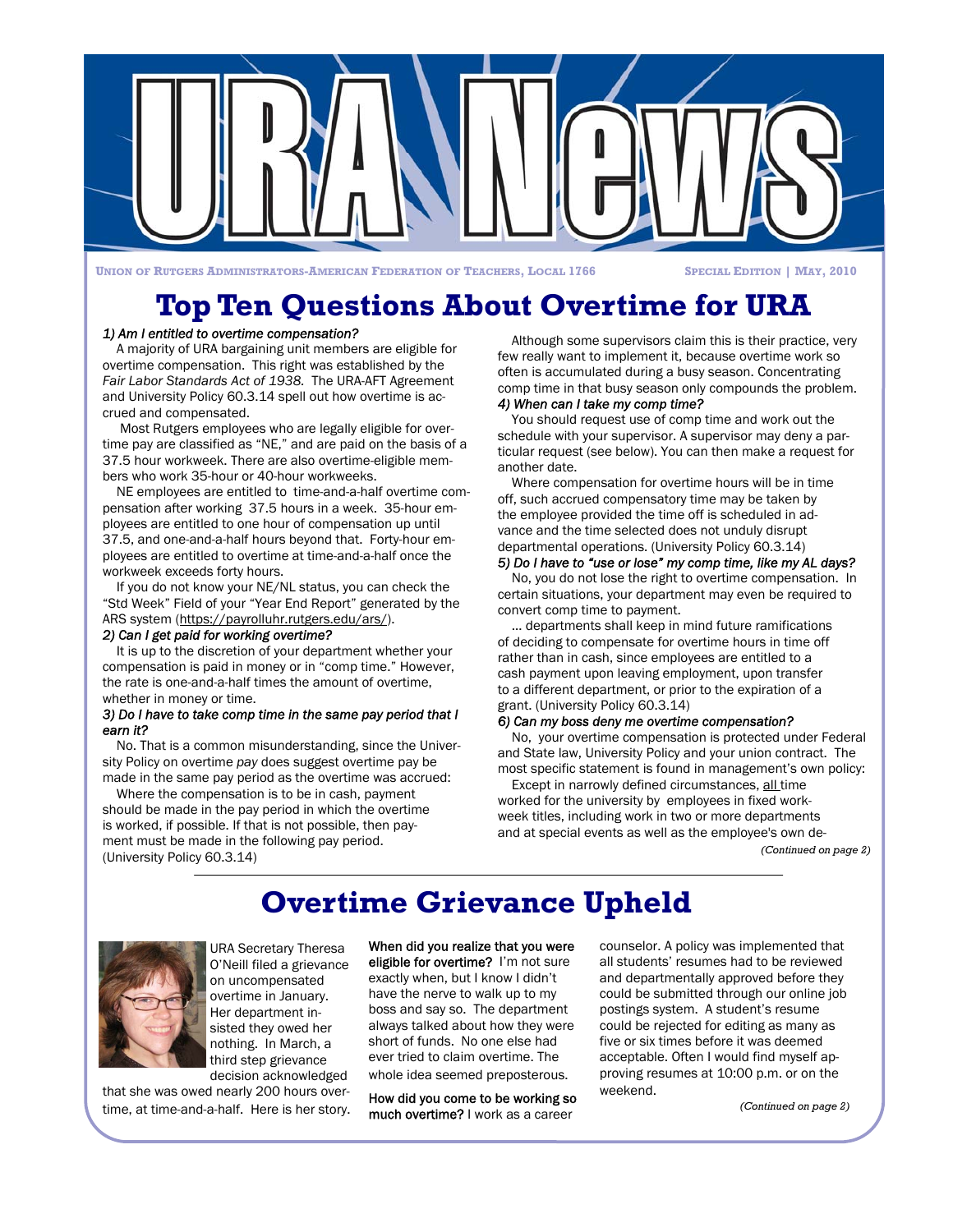# URA News

UNION OF RUTGERS ADMINISTRATORS-AMERICAN FEDERATION OF TEACHERS, LOCAL 1766

SPECIAL EDITION | MAY, 2010

## Top Ten Questions About Overtime for URA

*1) Am I entitled to overtime compensation?*

A majority of URA bargaining unit members are eligible for overtime compensation. This right was established by the *Fair Labor Standards Act of 1938.* The URA-AFT Agreement and University Policy 60.3.14 spell out how overtime is accrued and compensated.

Most Rutgers employees who are legally eligible for overtime pay are classified as "NE," and are paid on the basis of a 37.5 hour workweek. There are also overtime-eligible members who work 35-hour or 40-hour workweeks.

NE employees are entitled to time-and-a-half overtime compensation after working 37.5 hours in a week. 35-hour employees are entitled to one hour of compensation up until 37.5, and one-and-a-half hours beyond that. Forty-hour employees are entitled to overtime at time-and-a-half once the workweek exceeds forty hours.

If you do not know your NE/NL status, you can check the "Std Week" Field of your "Year End Report" generated by the ARS system (https://payrolluhr.rutgers.edu/ars/).

*2) Can I get paid for working overtime?*

It is up to the discretion of your department whether your compensation is paid in money or in "comp time." However, the rate is one-and-a-half times the amount of overtime, whether in money or time.

*3) Do I have to take comp time in the same pay period that I earn it?*

No. That is a common misunderstanding, since the University Policy on overtime *pay* does suggest overtime pay be made in the same pay period as the overtime was accrued:

> Where the compensation is to be in cash, payment should be made in the pay period in which the overtime is worked, if possible. If that is not possible, then payment must be made in the following pay period. (University Policy 60.3.14)

Although some supervisors claim this is their practice, very few really want to implement it, because overtime work so often is accumulated during a busy season. Concentrating comp time in that busy season only compounds the problem.

*4) When can I take my comp time?*

You should request use of comp time and work out the schedule with your supervisor. A supervisor may deny a particular request (see below). You can then make a request for another date.

> Where compensation for overtime hours will be in time off, such accrued compensatory time may be taken by the employee provided the time off is scheduled in advance and the time selected does not unduly disrupt departmental operations. (University Policy 60.3.14)

*5) Do I have to "use or lose" my comp time, like my AL days?*

No, you do not lose the right to overtime compensation. In certain situations, your department may even be required to convert comp time to payment.

> ... departments shall keep in mind future ramifications of deciding to compensate for overtime hours in time off rather than in cash, since employees are entitled to a cash payment upon leaving employment, upon transfer to a different department, or prior to the expiration of a grant. (University Policy 60.3.14)

*6) Can my boss deny me overtime compensation?*

No, your overtime compensation is protected under Federal and State law, University Policy and your union contract. The most specific statement is found in management's own policy:

> Except in narrowly defined circumstances, all time worked for the university by employees in fixed work-week titles, including work in two or more departments and at special events as well as the employee's own de-

*(Continued on page 2)*

## Overtime Grievance Upheld

URA Secretary Theresa O'Neill filed a grievance on uncompensated overtime in January. Her department insisted they owed her nothing. In March, a third step grievance decision acknowledged that she was owed nearly 200 hours overtime, at time-and-a-half. Here is her story.

**When did you realize that you were eligible for overtime?** I'm not sure exactly when, but I know I didn't have the nerve to walk up to my boss and say so. The department always talked about how they were short of funds. No one else had ever tried to claim overtime. The whole idea seemed preposterous.

**How did you come to be working so much overtime?** I work as a career counselor. A policy was implemented that all students' resumes had to be reviewed and departmentally approved before they could be submitted through our online job postings system. A student's resume could be rejected for editing as many as five or six times before it was deemed acceptable. Often I would find myself approving resumes at 10:00 p.m. or on the weekend.

*(Continued on page 2)*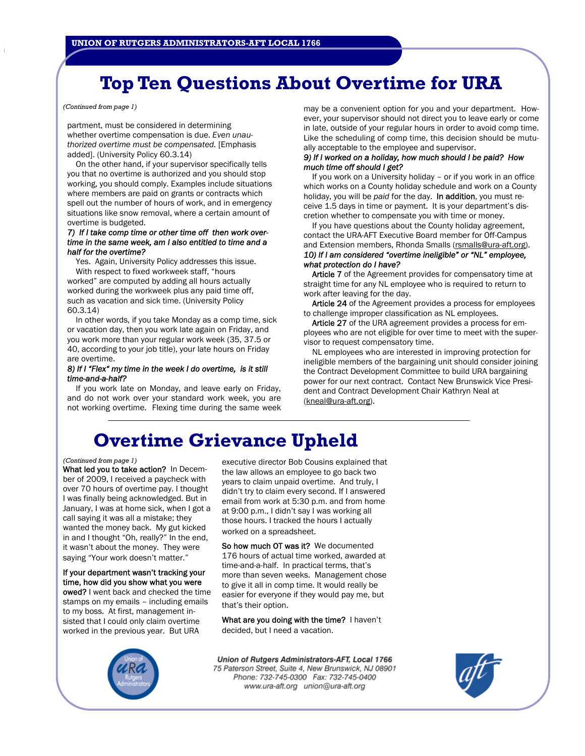# Top Ten Questions About Overtime for URA

*(Continued from page 1)*

partment, must be considered in determining whether overtime compensation is due. *Even unauthorized overtime must be compensated.* [Emphasis added]. (University Policy 60.3.14)

On the other hand, if your supervisor specifically tells you that no overtime is authorized and you should stop working, you should comply. Examples include situations where members are paid on grants or contracts which spell out the number of hours of work, and in emergency situations like snow removal, where a certain amount of overtime is budgeted.

***7) If I take comp time or other time off then work overtime in the same week, am I also entitled to time and a half for the overtime?***

Yes. Again, University Policy addresses this issue.

With respect to fixed workweek staff, "hours worked" are computed by adding all hours actually worked during the workweek plus any paid time off, such as vacation and sick time. (University Policy 60.3.14)

In other words, if you take Monday as a comp time, sick or vacation day, then you work late again on Friday, and you work more than your regular work week (35, 37.5 or 40, according to your job title), your late hours on Friday are overtime.

***8) If I "Flex" my time in the week I do overtime, is it still time-and-a-half?***

If you work late on Monday, and leave early on Friday, and do not work over your standard work week, you are not working overtime. Flexing time during the same week may be a convenient option for you and your department. However, your supervisor should not direct you to leave early or come in late, outside of your regular hours in order to avoid comp time. Like the scheduling of comp time, this decision should be mutually acceptable to the employee and supervisor.

***9) If I worked on a holiday, how much should I be paid? How much time off should I get?***

If you work on a University holiday – or if you work in an office which works on a County holiday schedule and work on a County holiday, you will be *paid* for the day. **In addition**, you must receive 1.5 days in time or payment. It is your department's discretion whether to compensate you with time or money.

If you have questions about the County holiday agreement, contact the URA-AFT Executive Board member for Off-Campus and Extension members, Rhonda Smalls (rsmalls@ura-aft.org).

***10) If I am considered "overtime ineligible" or "NL" employee, what protection do I have?***

**Article 7** of the Agreement provides for compensatory time at straight time for any NL employee who is required to return to work after leaving for the day.

**Article 24** of the Agreement provides a process for employees to challenge improper classification as NL employees.

**Article 27** of the URA agreement provides a process for employees who are not eligible for over time to meet with the supervisor to request compensatory time.

NL employees who are interested in improving protection for ineligible members of the bargaining unit should consider joining the Contract Development Committee to build URA bargaining power for our next contract. Contact New Brunswick Vice President and Contract Development Chair Kathryn Neal at (kneal@ura-aft.org).

---

# Overtime Grievance Upheld

*(Continued from page 1)*

**What led you to take action?** In December of 2009, I received a paycheck with over 70 hours of overtime pay. I thought I was finally being acknowledged. But in January, I was at home sick, when I got a call saying it was all a mistake; they wanted the money back. My gut kicked in and I thought "Oh, really?" In the end, it wasn't about the money. They were saying "Your work doesn't matter."

**If your department wasn't tracking your time, how did you show what you were owed?** I went back and checked the time stamps on my emails – including emails to my boss. At first, management insisted that I could only claim overtime worked in the previous year. But URA executive director Bob Cousins explained that the law allows an employee to go back two years to claim unpaid overtime. And truly, I didn't try to claim every second. If I answered email from work at 5:30 p.m. and from home at 9:00 p.m., I didn't say I was working all those hours. I tracked the hours I actually worked on a spreadsheet.

**So how much OT was it?** We documented 176 hours of actual time worked, awarded at time-and-a-half. In practical terms, that's more than seven weeks. Management chose to give it all in comp time. It would really be easier for everyone if they would pay me, but that's their option.

**What are you doing with the time?** I haven't decided, but I need a vacation.

*Union of Rutgers Administrators-AFT, Local 1766*
*75 Paterson Street, Suite 4, New Brunswick, NJ 08901*
*Phone: 732-745-0300 Fax: 732-745-0400*
*www.ura-aft.org union@ura-aft.org*